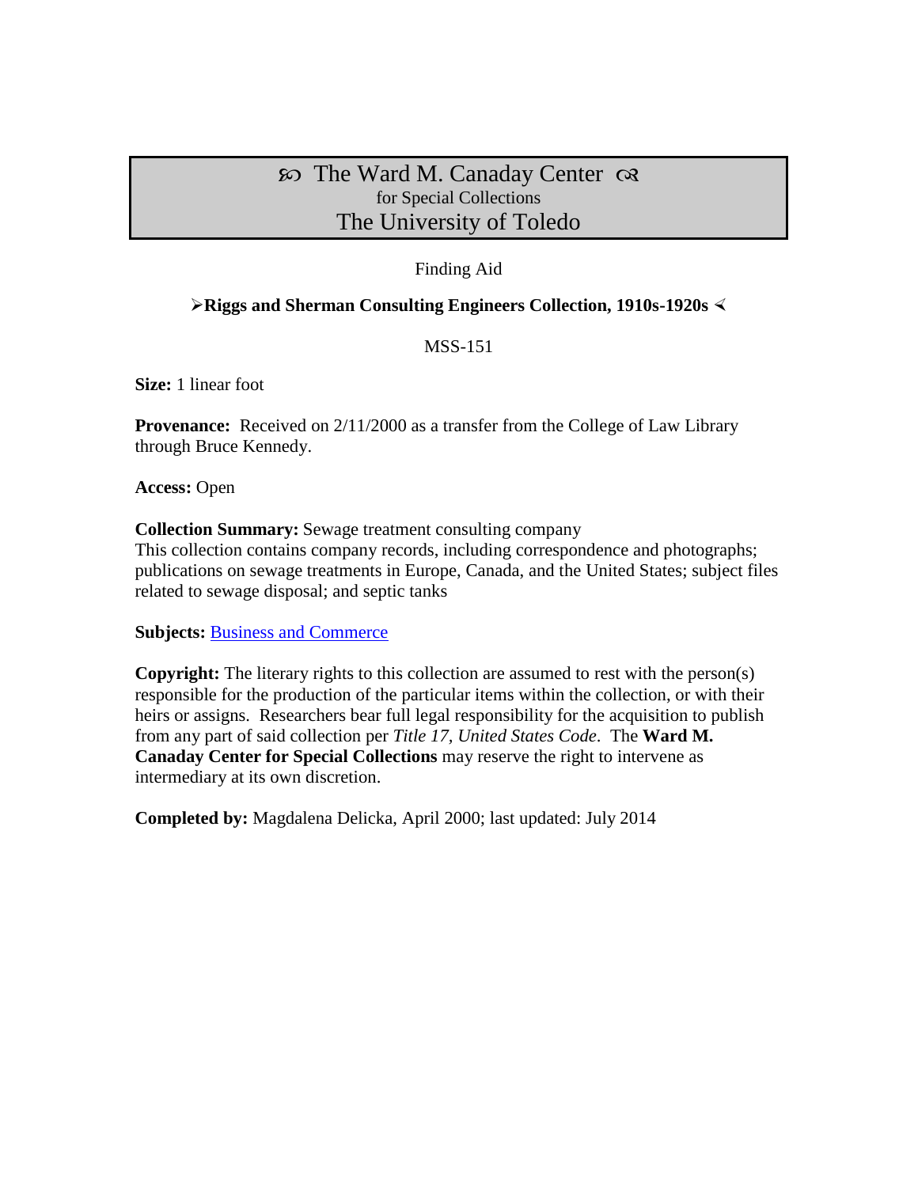# ꟷ The Ward M. Canaday Center ꟷ
for Special Collections
The University of Toledo

Finding Aid

## ➢Riggs and Sherman Consulting Engineers Collection, 1910s-1920s ≺

MSS-151

**Size:** 1 linear foot

**Provenance:** Received on 2/11/2000 as a transfer from the College of Law Library through Bruce Kennedy.

**Access:** Open

**Collection Summary:** Sewage treatment consulting company
This collection contains company records, including correspondence and photographs; publications on sewage treatments in Europe, Canada, and the United States; subject files related to sewage disposal; and septic tanks

**Subjects:** Business and Commerce

**Copyright:** The literary rights to this collection are assumed to rest with the person(s) responsible for the production of the particular items within the collection, or with their heirs or assigns. Researchers bear full legal responsibility for the acquisition to publish from any part of said collection per *Title 17, United States Code*. The **Ward M. Canaday Center for Special Collections** may reserve the right to intervene as intermediary at its own discretion.

**Completed by:** Magdalena Delicka, April 2000; last updated: July 2014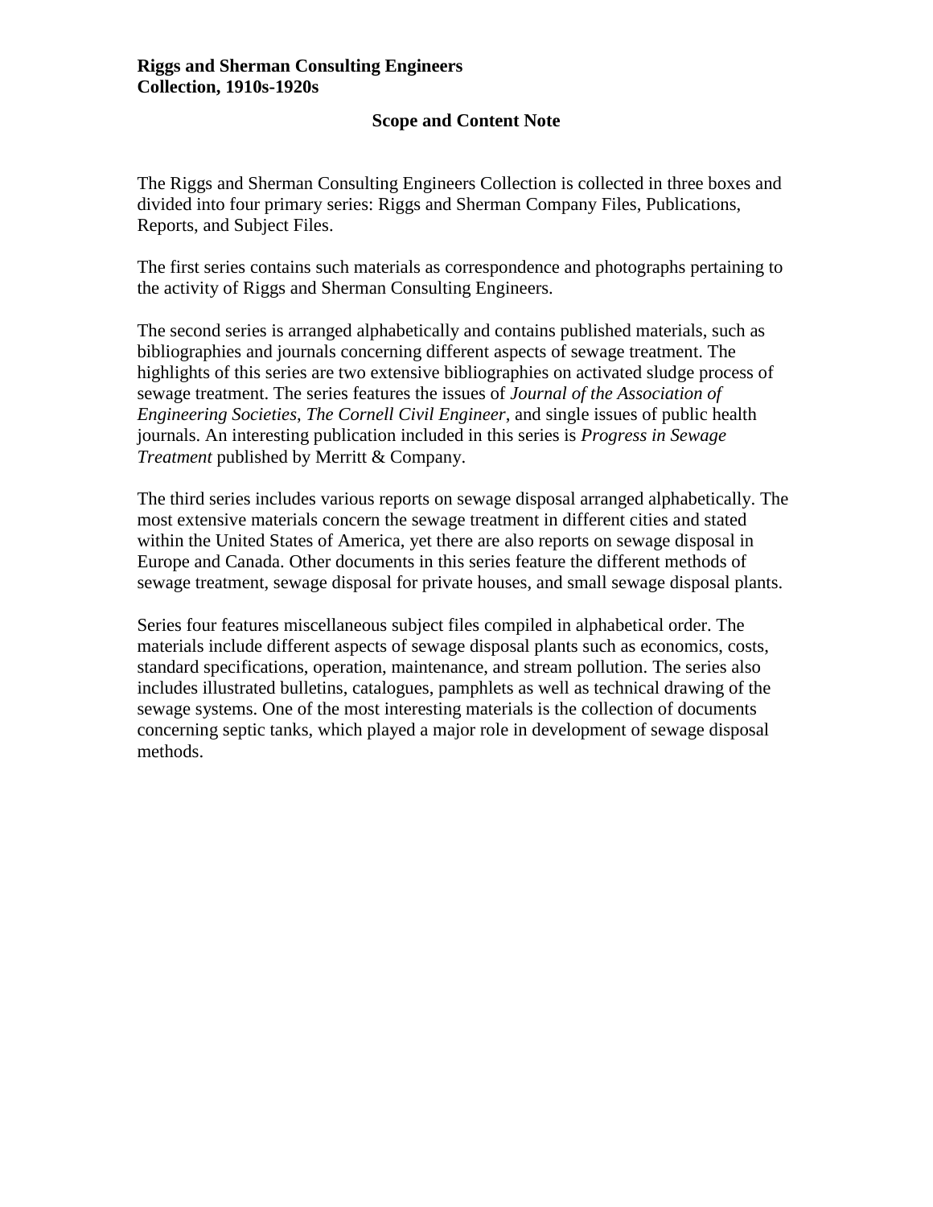**Riggs and Sherman Consulting Engineers Collection, 1910s-1920s**

## Scope and Content Note

The Riggs and Sherman Consulting Engineers Collection is collected in three boxes and divided into four primary series: Riggs and Sherman Company Files, Publications, Reports, and Subject Files.

The first series contains such materials as correspondence and photographs pertaining to the activity of Riggs and Sherman Consulting Engineers.

The second series is arranged alphabetically and contains published materials, such as bibliographies and journals concerning different aspects of sewage treatment. The highlights of this series are two extensive bibliographies on activated sludge process of sewage treatment. The series features the issues of *Journal of the Association of Engineering Societies*, *The Cornell Civil Engineer*, and single issues of public health journals. An interesting publication included in this series is *Progress in Sewage Treatment* published by Merritt & Company.

The third series includes various reports on sewage disposal arranged alphabetically. The most extensive materials concern the sewage treatment in different cities and stated within the United States of America, yet there are also reports on sewage disposal in Europe and Canada. Other documents in this series feature the different methods of sewage treatment, sewage disposal for private houses, and small sewage disposal plants.

Series four features miscellaneous subject files compiled in alphabetical order. The materials include different aspects of sewage disposal plants such as economics, costs, standard specifications, operation, maintenance, and stream pollution. The series also includes illustrated bulletins, catalogues, pamphlets as well as technical drawing of the sewage systems. One of the most interesting materials is the collection of documents concerning septic tanks, which played a major role in development of sewage disposal methods.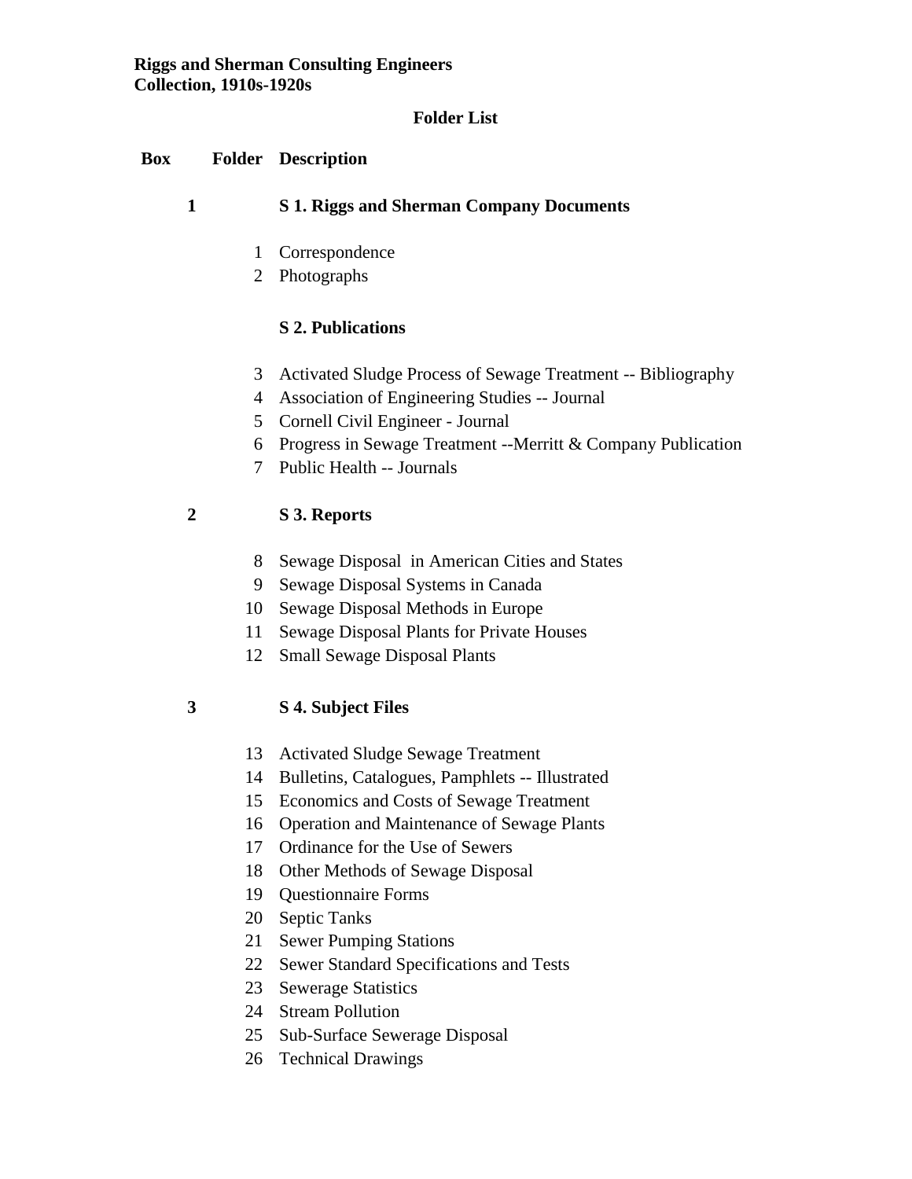**Riggs and Sherman Consulting Engineers Collection, 1910s-1920s**

## Folder List

| Box | Folder | Description |
|---|---|---|
| 1 | | **S 1. Riggs and Sherman Company Documents** |
| | 1 | Correspondence |
| | 2 | Photographs |
| | | **S 2. Publications** |
| | 3 | Activated Sludge Process of Sewage Treatment -- Bibliography |
| | 4 | Association of Engineering Studies -- Journal |
| | 5 | Cornell Civil Engineer - Journal |
| | 6 | Progress in Sewage Treatment --Merritt & Company Publication |
| | 7 | Public Health -- Journals |
| 2 | | **S 3. Reports** |
| | 8 | Sewage Disposal in American Cities and States |
| | 9 | Sewage Disposal Systems in Canada |
| | 10 | Sewage Disposal Methods in Europe |
| | 11 | Sewage Disposal Plants for Private Houses |
| | 12 | Small Sewage Disposal Plants |
| 3 | | **S 4. Subject Files** |
| | 13 | Activated Sludge Sewage Treatment |
| | 14 | Bulletins, Catalogues, Pamphlets -- Illustrated |
| | 15 | Economics and Costs of Sewage Treatment |
| | 16 | Operation and Maintenance of Sewage Plants |
| | 17 | Ordinance for the Use of Sewers |
| | 18 | Other Methods of Sewage Disposal |
| | 19 | Questionnaire Forms |
| | 20 | Septic Tanks |
| | 21 | Sewer Pumping Stations |
| | 22 | Sewer Standard Specifications and Tests |
| | 23 | Sewerage Statistics |
| | 24 | Stream Pollution |
| | 25 | Sub-Surface Sewerage Disposal |
| | 26 | Technical Drawings |